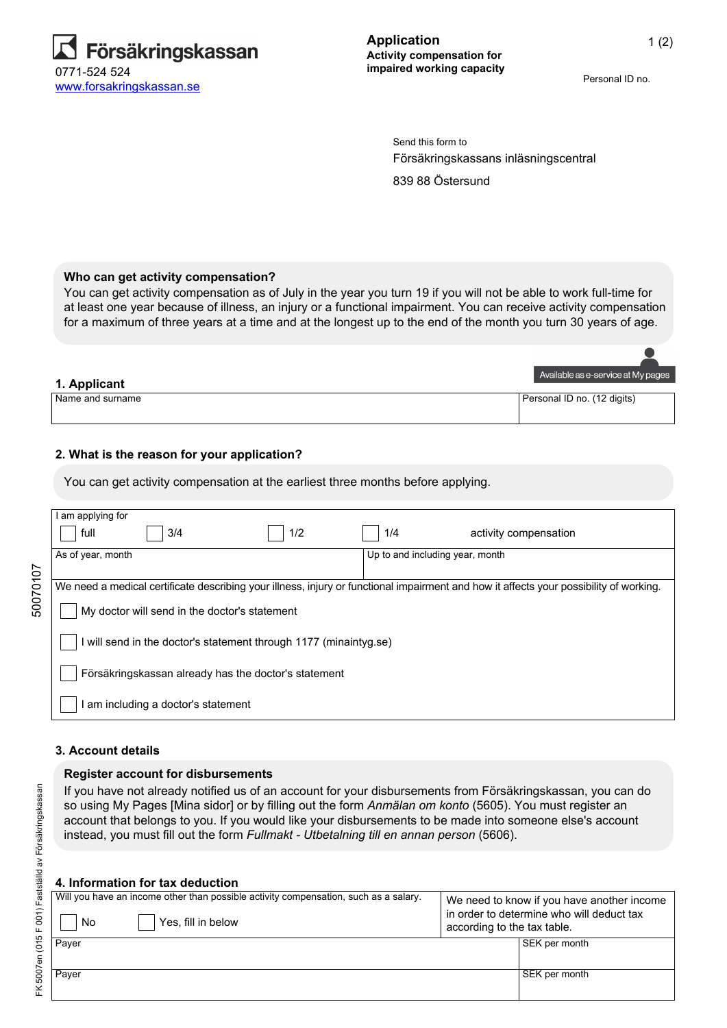**Försäkringskassan**
0771-524 524
www.forsakringskassan.se

# Application
**Activity compensation for impaired working capacity**

Personal ID no.

Send this form to
Försäkringskassans inläsningscentral
839 88 Östersund

### Who can get activity compensation?

You can get activity compensation as of July in the year you turn 19 if you will not be able to work full-time for at least one year because of illness, an injury or a functional impairment. You can receive activity compensation for a maximum of three years at a time and at the longest up to the end of the month you turn 30 years of age.

Available as e-service at My pages

## 1. Applicant

| Name and surname | Personal ID no. (12 digits) |
|---|---|
| | |

## 2. What is the reason for your application?

You can get activity compensation at the earliest three months before applying.

I am applying for
☐ full ☐ 3/4 ☐ 1/2 ☐ 1/4 activity compensation

| As of year, month | Up to and including year, month |
|---|---|
| | |

We need a medical certificate describing your illness, injury or functional impairment and how it affects your possibility of working.

☐ My doctor will send in the doctor's statement

☐ I will send in the doctor's statement through 1177 (minaintyg.se)

☐ Försäkringskassan already has the doctor's statement

☐ I am including a doctor's statement

## 3. Account details

### Register account for disbursements

If you have not already notified us of an account for your disbursements from Försäkringskassan, you can do so using My Pages [Mina sidor] or by filling out the form *Anmälan om konto* (5605). You must register an account that belongs to you. If you would like your disbursements to be made into someone else's account instead, you must fill out the form *Fullmakt - Utbetalning till en annan person* (5606).

## 4. Information for tax deduction

Will you have an income other than possible activity compensation, such as a salary.
☐ No ☐ Yes, fill in below

We need to know if you have another income in order to determine who will deduct tax according to the tax table.

| Payer | SEK per month |
|---|---|
| | |
| | |

FK 5007en (015 F 001) Fastställd av Försäkringskassan

50070107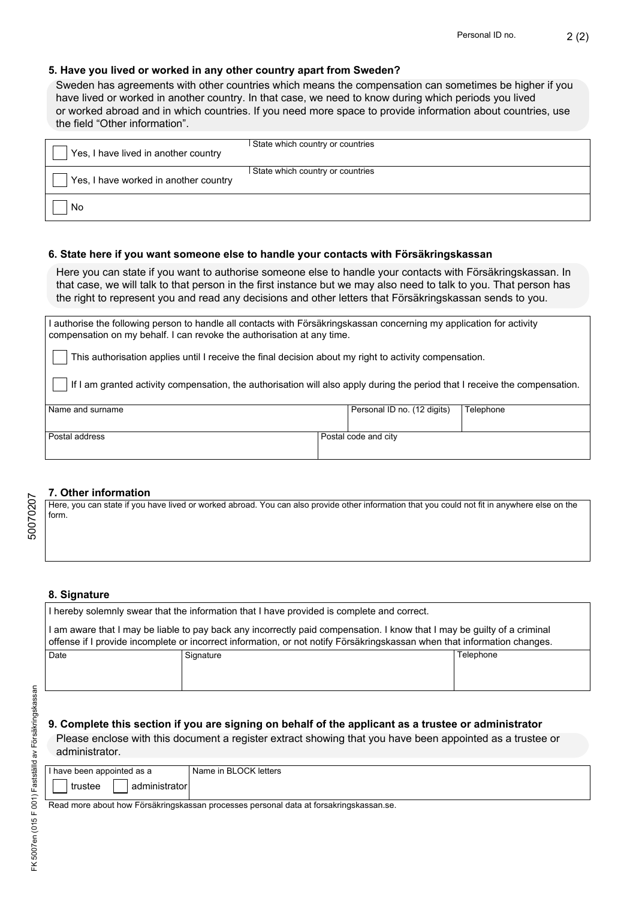Personal ID no.

### 5. Have you lived or worked in any other country apart from Sweden?

Sweden has agreements with other countries which means the compensation can sometimes be higher if you have lived or worked in another country. In that case, we need to know during which periods you lived or worked abroad and in which countries. If you need more space to provide information about countries, use the field "Other information".

| | |
|---|---|
| ☐ Yes, I have lived in another country | State which country or countries |
| ☐ Yes, I have worked in another country | State which country or countries |
| ☐ No | |

### 6. State here if you want someone else to handle your contacts with Försäkringskassan

Here you can state if you want to authorise someone else to handle your contacts with Försäkringskassan. In that case, we will talk to that person in the first instance but we may also need to talk to you. That person has the right to represent you and read any decisions and other letters that Försäkringskassan sends to you.

I authorise the following person to handle all contacts with Försäkringskassan concerning my application for activity compensation on my behalf. I can revoke the authorisation at any time.

☐ This authorisation applies until I receive the final decision about my right to activity compensation.

☐ If I am granted activity compensation, the authorisation will also apply during the period that I receive the compensation.

| Name and surname | Personal ID no. (12 digits) | Telephone |
|---|---|---|
| | | |

| Postal address | Postal code and city |
|---|---|
| | |

### 7. Other information

Here, you can state if you have lived or worked abroad. You can also provide other information that you could not fit in anywhere else on the form.

### 8. Signature

I hereby solemnly swear that the information that I have provided is complete and correct.

I am aware that I may be liable to pay back any incorrectly paid compensation. I know that I may be guilty of a criminal offense if I provide incomplete or incorrect information, or not notify Försäkringskassan when that information changes.

| Date | Signature | Telephone |
|---|---|---|
| | | |

### 9. Complete this section if you are signing on behalf of the applicant as a trustee or administrator

Please enclose with this document a register extract showing that you have been appointed as a trustee or administrator.

| I have been appointed as a | Name in BLOCK letters |
|---|---|
| ☐ trustee ☐ administrator | |

Read more about how Försäkringskassan processes personal data at forsakringskassan.se.

50070207

FK 5007en (015 F 001) Fastställd av Försäkringskassan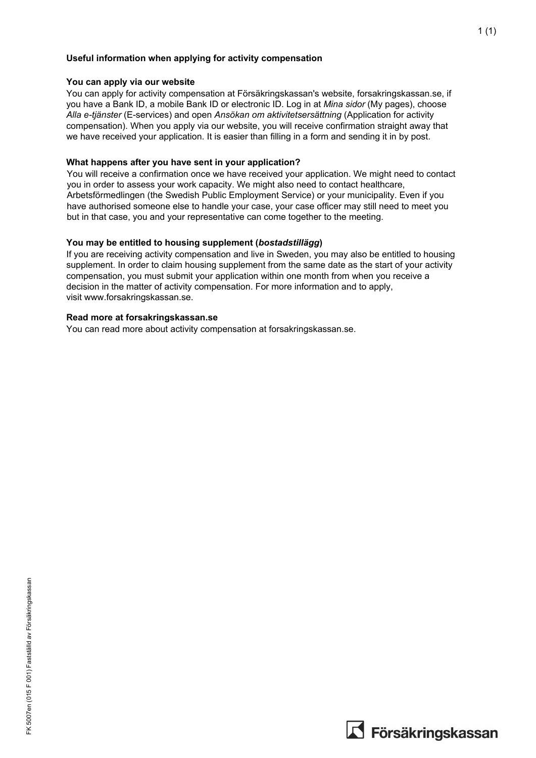**Useful information when applying for activity compensation**

**You can apply via our website**

You can apply for activity compensation at Försäkringskassan's website, forsakringskassan.se, if you have a Bank ID, a mobile Bank ID or electronic ID. Log in at *Mina sidor* (My pages), choose *Alla e-tjänster* (E-services) and open *Ansökan om aktivitetsersättning* (Application for activity compensation). When you apply via our website, you will receive confirmation straight away that we have received your application. It is easier than filling in a form and sending it in by post.

**What happens after you have sent in your application?**

You will receive a confirmation once we have received your application. We might need to contact you in order to assess your work capacity. We might also need to contact healthcare, Arbetsförmedlingen (the Swedish Public Employment Service) or your municipality. Even if you have authorised someone else to handle your case, your case officer may still need to meet you but in that case, you and your representative can come together to the meeting.

**You may be entitled to housing supplement (*bostadstillägg*)**

If you are receiving activity compensation and live in Sweden, you may also be entitled to housing supplement. In order to claim housing supplement from the same date as the start of your activity compensation, you must submit your application within one month from when you receive a decision in the matter of activity compensation. For more information and to apply, visit www.forsakringskassan.se.

**Read more at forsakringskassan.se**

You can read more about activity compensation at forsakringskassan.se.

FK 5007en (015 F 001) Fastställd av Försäkringskassan